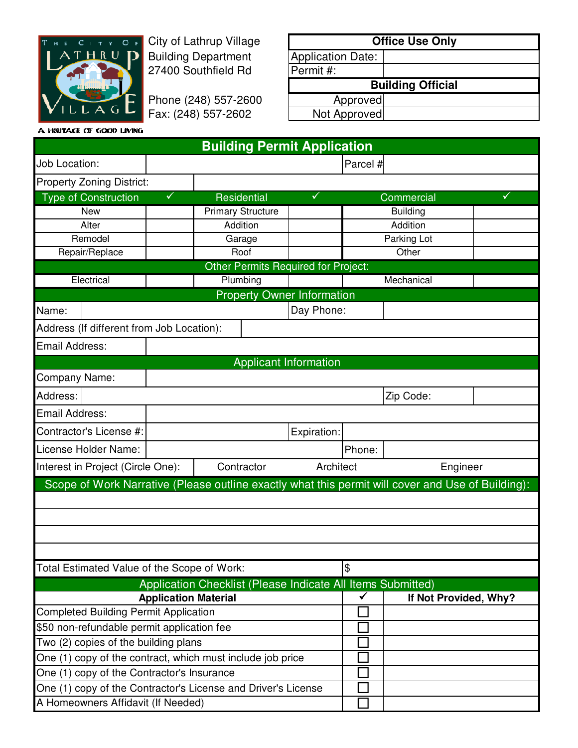City of Lathrup Village
Building Department
27400 Southfield Rd

Phone (248) 557-2600
Fax: (248) 557-2602

A HERITAGE OF GOOD LIVING

| Office Use Only | |
|---|---|
| Application Date: | |
| Permit #: | |
| **Building Official** | |
| Approved | |
| Not Approved | |

# Building Permit Application

| | | | |
|---|---|---|---|
| Job Location: | | Parcel # | |
| Property Zoning District: | | | |

| Type of Construction | ✓ | Residential | ✓ | Commercial | ✓ |
|---|---|---|---|---|---|
| New | | Primary Structure | | Building | |
| Alter | | Addition | | Addition | |
| Remodel | | Garage | | Parking Lot | |
| Repair/Replace | | Roof | | Other | |

**Other Permits Required for Project:**

| Electrical | | Plumbing | | Mechanical | |
|---|---|---|---|---|---|

## Property Owner Information

| | | | |
|---|---|---|---|
| Name: | | Day Phone: | |
| Address (If different from Job Location): | | | |
| Email Address: | | | |

## Applicant Information

| | | | |
|---|---|---|---|
| Company Name: | | | |
| Address: | | Zip Code: | |
| Email Address: | | | |
| Contractor's License #: | | Expiration: | |
| License Holder Name: | | Phone: | |
| Interest in Project (Circle One): | Contractor | Architect | Engineer |

## Scope of Work Narrative (Please outline exactly what this permit will cover and Use of Building):

&nbsp;

Total Estimated Value of the Scope of Work: $

## Application Checklist (Please Indicate All Items Submitted)

| Application Material | ✓ | If Not Provided, Why? |
|---|---|---|
| Completed Building Permit Application | ☐ | |
| $50 non-refundable permit application fee | ☐ | |
| Two (2) copies of the building plans | ☐ | |
| One (1) copy of the contract, which must include job price | ☐ | |
| One (1) copy of the Contractor's Insurance | ☐ | |
| One (1) copy of the Contractor's License and Driver's License | ☐ | |
| A Homeowners Affidavit (If Needed) | ☐ | |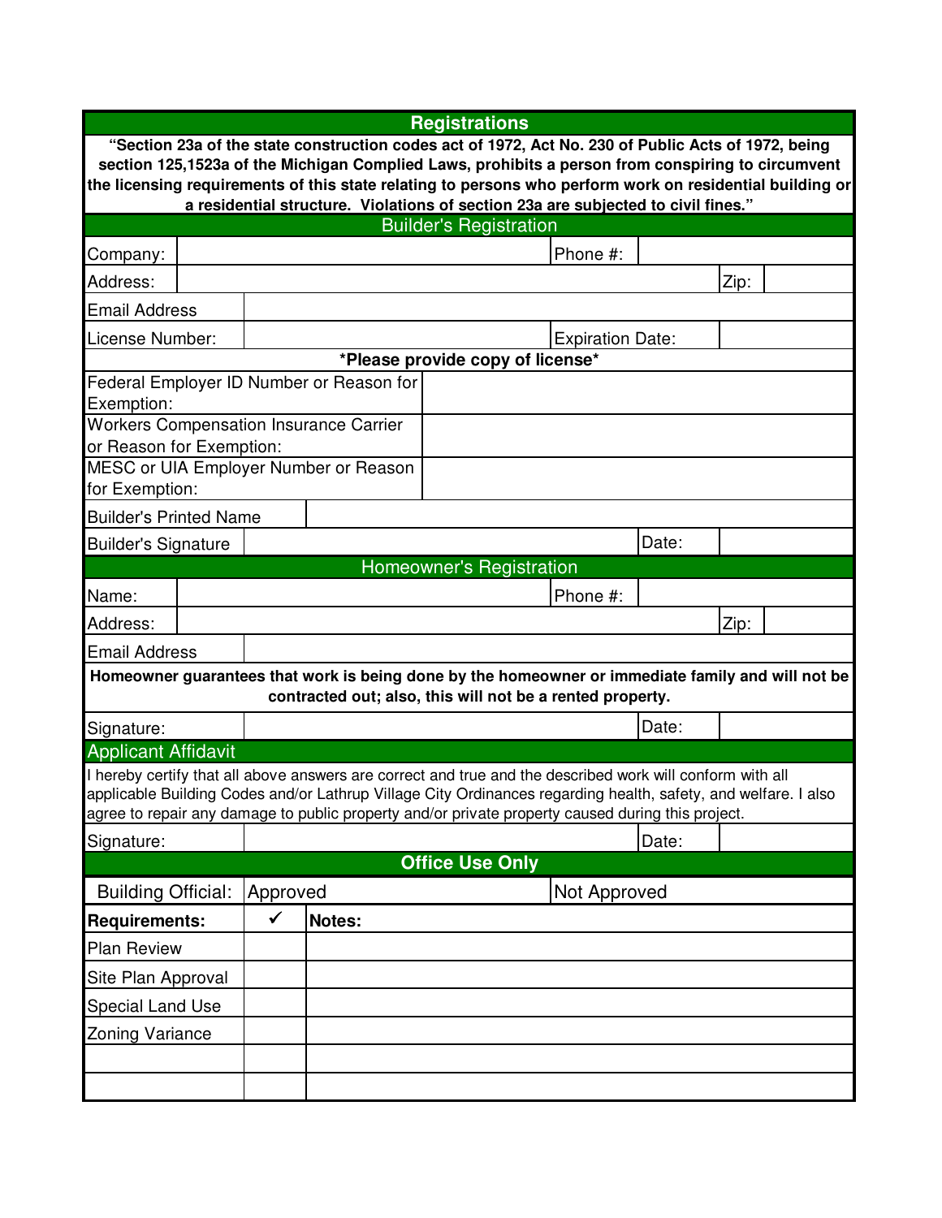## Registrations

**"Section 23a of the state construction codes act of 1972, Act No. 230 of Public Acts of 1972, being section 125,1523a of the Michigan Complied Laws, prohibits a person from conspiring to circumvent the licensing requirements of this state relating to persons who perform work on residential building or a residential structure. Violations of section 23a are subjected to civil fines."**

### Builder's Registration

| | | | |
|---|---|---|---|
| Company: | | Phone #: | |
| Address: | | Zip: | |
| Email Address | | | |
| License Number: | | Expiration Date: | |

**\*Please provide copy of license\***

| | |
|---|---|
| Federal Employer ID Number or Reason for Exemption: | |
| Workers Compensation Insurance Carrier or Reason for Exemption: | |
| MESC or UIA Employer Number or Reason for Exemption: | |
| Builder's Printed Name | |

| | | | |
|---|---|---|---|
| Builder's Signature | | Date: | |

### Homeowner's Registration

| | | | |
|---|---|---|---|
| Name: | | Phone #: | |
| Address: | | Zip: | |
| Email Address | | | |

**Homeowner guarantees that work is being done by the homeowner or immediate family and will not be contracted out; also, this will not be a rented property.**

| | | | |
|---|---|---|---|
| Signature: | | Date: | |

### Applicant Affidavit

I hereby certify that all above answers are correct and true and the described work will conform with all applicable Building Codes and/or Lathrup Village City Ordinances regarding health, safety, and welfare. I also agree to repair any damage to public property and/or private property caused during this project.

| | | | |
|---|---|---|---|
| Signature: | | Date: | |

### Office Use Only

| | | |
|---|---|---|
| Building Official: | Approved | Not Approved |

| **Requirements:** | ✔ | **Notes:** |
|---|---|---|
| Plan Review | | |
| Site Plan Approval | | |
| Special Land Use | | |
| Zoning Variance | | |
| | | |
| | | |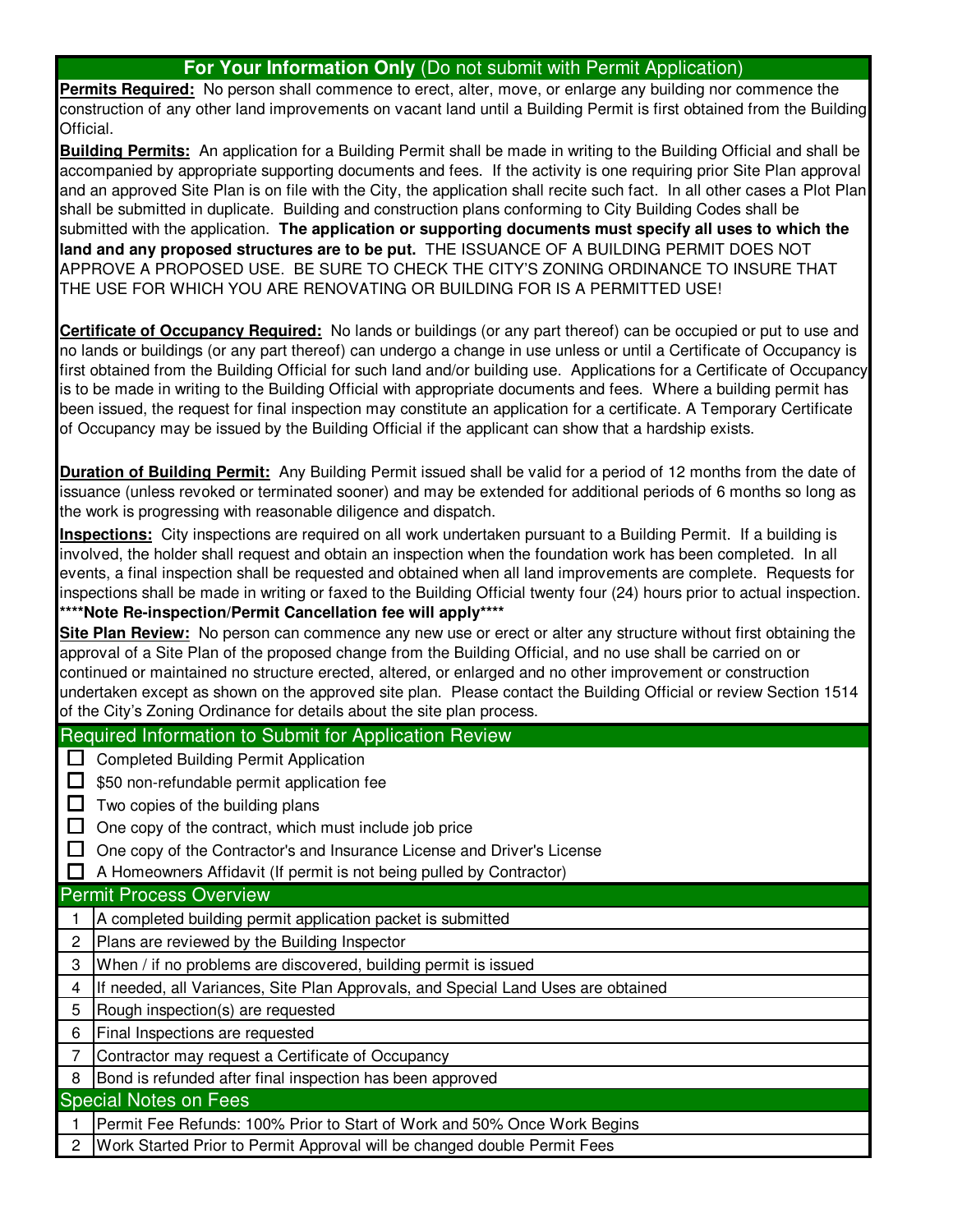## **For Your Information Only** (Do not submit with Permit Application)

**Permits Required:** No person shall commence to erect, alter, move, or enlarge any building nor commence the construction of any other land improvements on vacant land until a Building Permit is first obtained from the Building Official.

**Building Permits:** An application for a Building Permit shall be made in writing to the Building Official and shall be accompanied by appropriate supporting documents and fees. If the activity is one requiring prior Site Plan approval and an approved Site Plan is on file with the City, the application shall recite such fact. In all other cases a Plot Plan shall be submitted in duplicate. Building and construction plans conforming to City Building Codes shall be submitted with the application. **The application or supporting documents must specify all uses to which the land and any proposed structures are to be put.** THE ISSUANCE OF A BUILDING PERMIT DOES NOT APPROVE A PROPOSED USE. BE SURE TO CHECK THE CITY'S ZONING ORDINANCE TO INSURE THAT THE USE FOR WHICH YOU ARE RENOVATING OR BUILDING FOR IS A PERMITTED USE!

**Certificate of Occupancy Required:** No lands or buildings (or any part thereof) can be occupied or put to use and no lands or buildings (or any part thereof) can undergo a change in use unless or until a Certificate of Occupancy is first obtained from the Building Official for such land and/or building use. Applications for a Certificate of Occupancy is to be made in writing to the Building Official with appropriate documents and fees. Where a building permit has been issued, the request for final inspection may constitute an application for a certificate. A Temporary Certificate of Occupancy may be issued by the Building Official if the applicant can show that a hardship exists.

**Duration of Building Permit:** Any Building Permit issued shall be valid for a period of 12 months from the date of issuance (unless revoked or terminated sooner) and may be extended for additional periods of 6 months so long as the work is progressing with reasonable diligence and dispatch.

**Inspections:** City inspections are required on all work undertaken pursuant to a Building Permit. If a building is involved, the holder shall request and obtain an inspection when the foundation work has been completed. In all events, a final inspection shall be requested and obtained when all land improvements are complete. Requests for inspections shall be made in writing or faxed to the Building Official twenty four (24) hours prior to actual inspection.
**\*\*\*\*Note Re-inspection/Permit Cancellation fee will apply\*\*\*\***

**Site Plan Review:** No person can commence any new use or erect or alter any structure without first obtaining the approval of a Site Plan of the proposed change from the Building Official, and no use shall be carried on or continued or maintained no structure erected, altered, or enlarged and no other improvement or construction undertaken except as shown on the approved site plan. Please contact the Building Official or review Section 1514 of the City's Zoning Ordinance for details about the site plan process.

## Required Information to Submit for Application Review

- ☐ Completed Building Permit Application
- ☐ $50 non-refundable permit application fee
- ☐ Two copies of the building plans
- ☐ One copy of the contract, which must include job price
- ☐ One copy of the Contractor's and Insurance License and Driver's License
- ☐ A Homeowners Affidavit (If permit is not being pulled by Contractor)

## Permit Process Overview

| | |
|---|---|
| 1 | A completed building permit application packet is submitted |
| 2 | Plans are reviewed by the Building Inspector |
| 3 | When / if no problems are discovered, building permit is issued |
| 4 | If needed, all Variances, Site Plan Approvals, and Special Land Uses are obtained |
| 5 | Rough inspection(s) are requested |
| 6 | Final Inspections are requested |
| 7 | Contractor may request a Certificate of Occupancy |
| 8 | Bond is refunded after final inspection has been approved |

## Special Notes on Fees

| | |
|---|---|
| 1 | Permit Fee Refunds: 100% Prior to Start of Work and 50% Once Work Begins |
| 2 | Work Started Prior to Permit Approval will be changed double Permit Fees |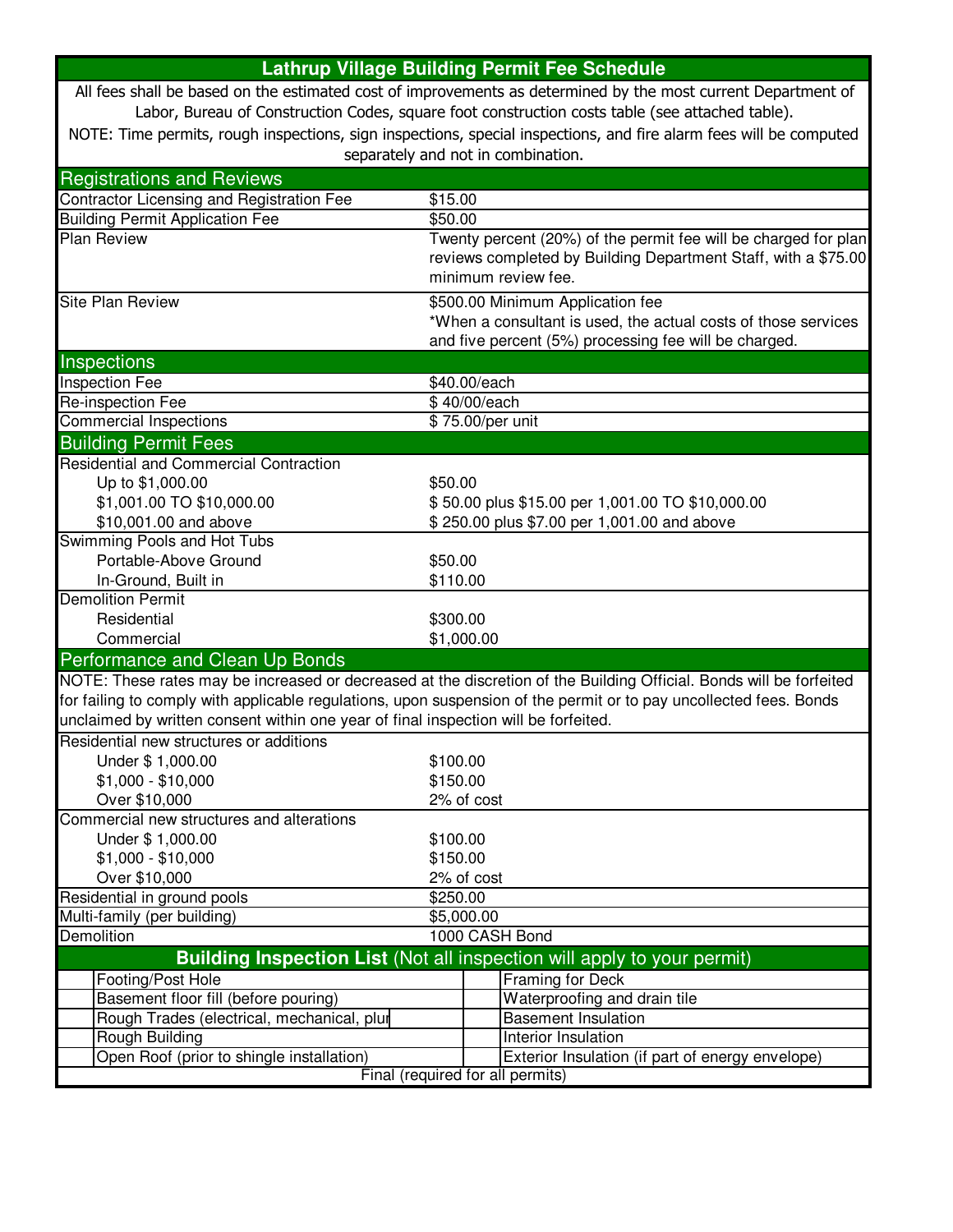# Lathrup Village Building Permit Fee Schedule

All fees shall be based on the estimated cost of improvements as determined by the most current Department of Labor, Bureau of Construction Codes, square foot construction costs table (see attached table).

NOTE: Time permits, rough inspections, sign inspections, special inspections, and fire alarm fees will be computed separately and not in combination.

## Registrations and Reviews

| | |
|---|---|
| Contractor Licensing and Registration Fee | $15.00 |
| Building Permit Application Fee | $50.00 |
| Plan Review | Twenty percent (20%) of the permit fee will be charged for plan reviews completed by Building Department Staff, with a $75.00 minimum review fee. |
| Site Plan Review | $500.00 Minimum Application fee<br>*When a consultant is used, the actual costs of those services and five percent (5%) processing fee will be charged. |

## Inspections

| | |
|---|---|
| Inspection Fee | $40.00/each |
| Re-inspection Fee | $ 40/00/each |
| Commercial Inspections | $ 75.00/per unit |

## Building Permit Fees

| | |
|---|---|
| Residential and Commercial Contraction | |
| Up to $1,000.00 | $50.00 |
| $1,001.00 TO $10,000.00 | $ 50.00 plus $15.00 per 1,001.00 TO $10,000.00 |
| $10,001.00 and above | $ 250.00 plus $7.00 per 1,001.00 and above |
| Swimming Pools and Hot Tubs | |
| Portable-Above Ground | $50.00 |
| In-Ground, Built in | $110.00 |
| Demolition Permit | |
| Residential | $300.00 |
| Commercial | $1,000.00 |

## Performance and Clean Up Bonds

NOTE: These rates may be increased or decreased at the discretion of the Building Official. Bonds will be forfeited for failing to comply with applicable regulations, upon suspension of the permit or to pay uncollected fees. Bonds unclaimed by written consent within one year of final inspection will be forfeited.

| | |
|---|---|
| Residential new structures or additions | |
| Under $ 1,000.00 | $100.00 |
| $1,000 - $10,000 | $150.00 |
| Over $10,000 | 2% of cost |
| Commercial new structures and alterations | |
| Under $ 1,000.00 | $100.00 |
| $1,000 - $10,000 | $150.00 |
| Over $10,000 | 2% of cost |
| Residential in ground pools | $250.00 |
| Multi-family (per building) | $5,000.00 |
| Demolition | 1000 CASH Bond |

## **Building Inspection List** (Not all inspection will apply to your permit)

| | | | |
|---|---|---|---|
| | Footing/Post Hole | | Framing for Deck |
| | Basement floor fill (before pouring) | | Waterproofing and drain tile |
| | Rough Trades (electrical, mechanical, plur | | Basement Insulation |
| | Rough Building | | Interior Insulation |
| | Open Roof (prior to shingle installation) | | Exterior Insulation (if part of energy envelope) |

Final (required for all permits)